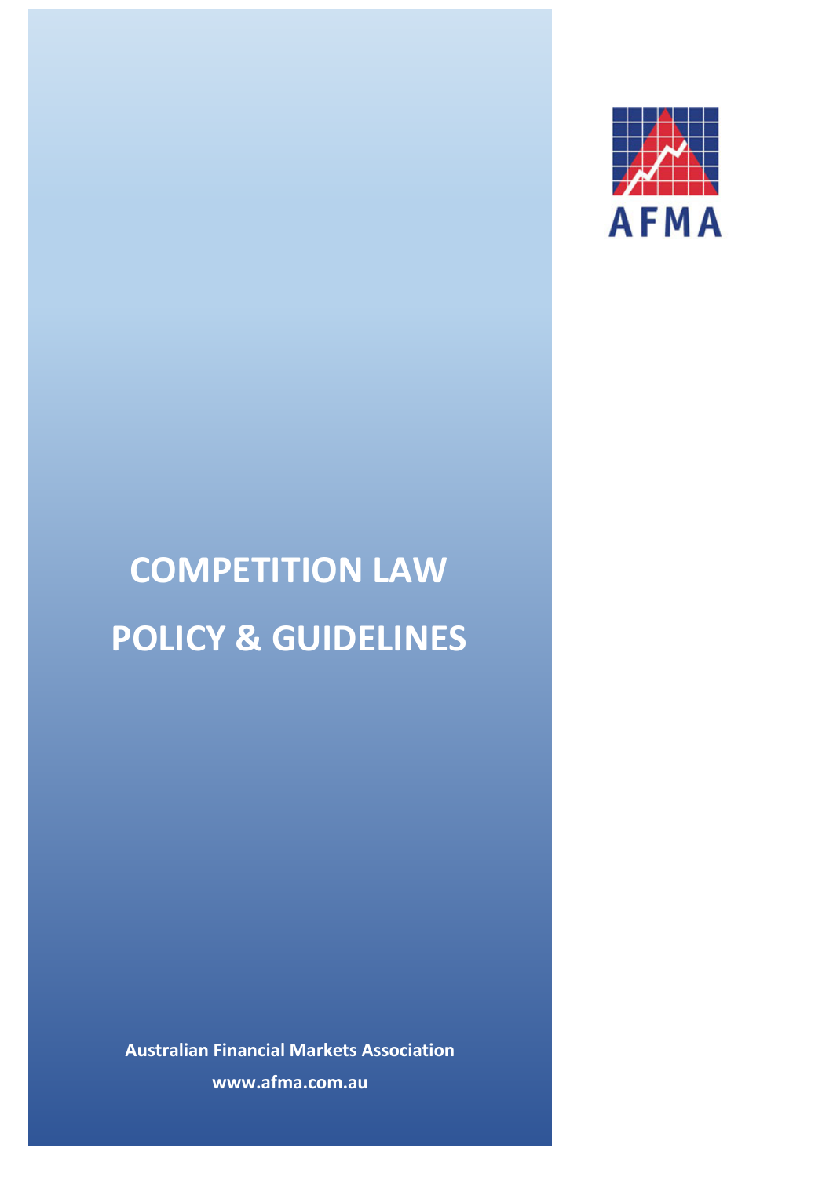AFMA

# COMPETITION LAW

# POLICY & GUIDELINES

**Australian Financial Markets Association**

**www.afma.com.au**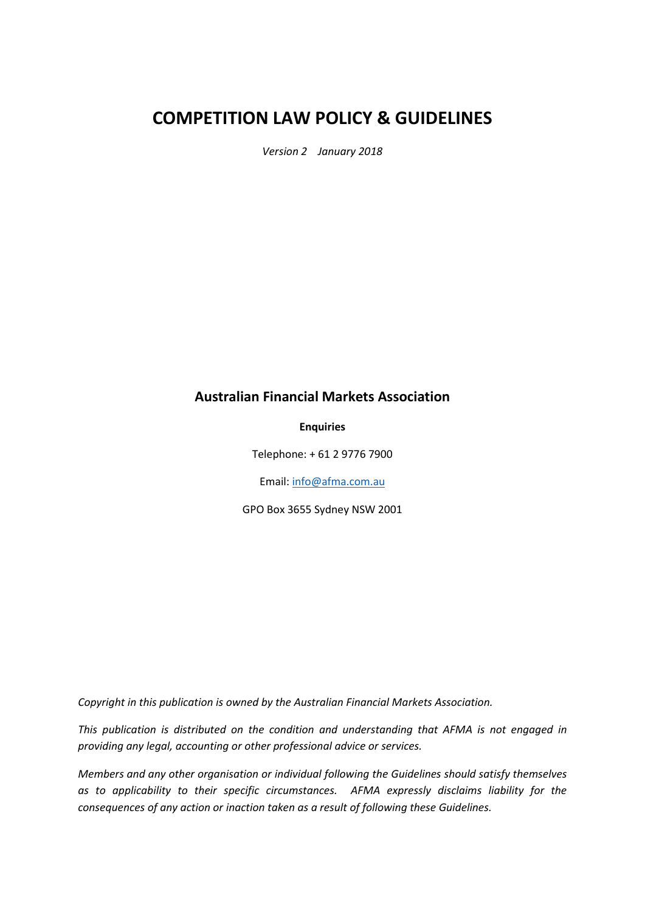# COMPETITION LAW POLICY & GUIDELINES

*Version 2 January 2018*

## Australian Financial Markets Association

**Enquiries**

Telephone: + 61 2 9776 7900

Email: info@afma.com.au

GPO Box 3655 Sydney NSW 2001

*Copyright in this publication is owned by the Australian Financial Markets Association.*

*This publication is distributed on the condition and understanding that AFMA is not engaged in providing any legal, accounting or other professional advice or services.*

*Members and any other organisation or individual following the Guidelines should satisfy themselves as to applicability to their specific circumstances. AFMA expressly disclaims liability for the consequences of any action or inaction taken as a result of following these Guidelines.*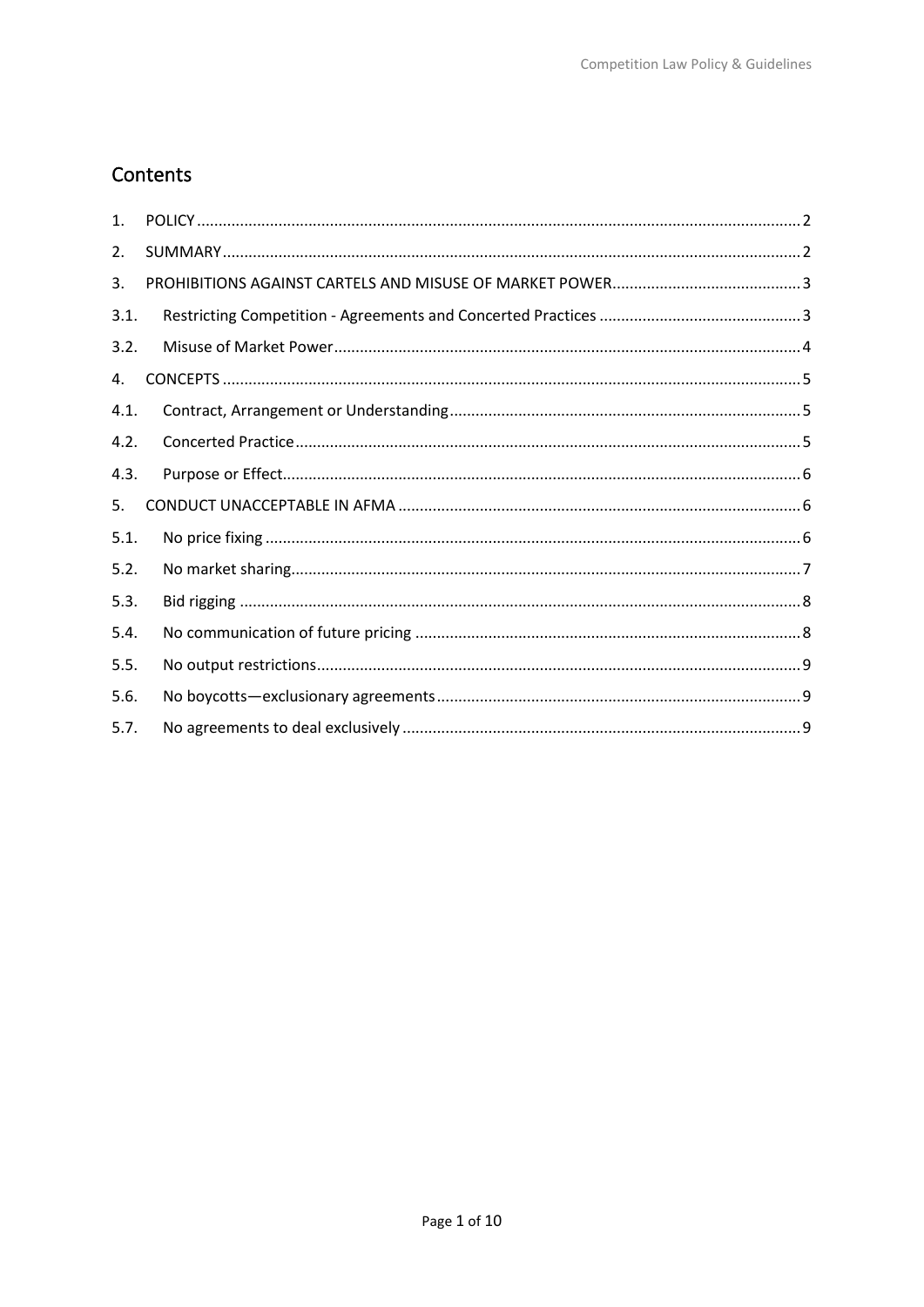## Contents

1. POLICY .......... 2
2. SUMMARY .......... 2
3. PROHIBITIONS AGAINST CARTELS AND MISUSE OF MARKET POWER .......... 3
3.1. Restricting Competition - Agreements and Concerted Practices .......... 3
3.2. Misuse of Market Power .......... 4
4. CONCEPTS .......... 5
4.1. Contract, Arrangement or Understanding .......... 5
4.2. Concerted Practice .......... 5
4.3. Purpose or Effect .......... 6
5. CONDUCT UNACCEPTABLE IN AFMA .......... 6
5.1. No price fixing .......... 6
5.2. No market sharing .......... 7
5.3. Bid rigging .......... 8
5.4. No communication of future pricing .......... 8
5.5. No output restrictions .......... 9
5.6. No boycotts—exclusionary agreements .......... 9
5.7. No agreements to deal exclusively .......... 9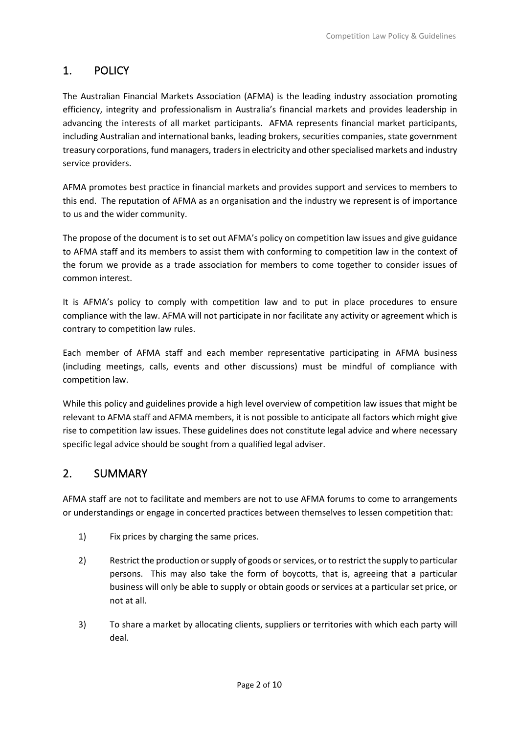## 1. POLICY

The Australian Financial Markets Association (AFMA) is the leading industry association promoting efficiency, integrity and professionalism in Australia's financial markets and provides leadership in advancing the interests of all market participants. AFMA represents financial market participants, including Australian and international banks, leading brokers, securities companies, state government treasury corporations, fund managers, traders in electricity and other specialised markets and industry service providers.

AFMA promotes best practice in financial markets and provides support and services to members to this end. The reputation of AFMA as an organisation and the industry we represent is of importance to us and the wider community.

The propose of the document is to set out AFMA's policy on competition law issues and give guidance to AFMA staff and its members to assist them with conforming to competition law in the context of the forum we provide as a trade association for members to come together to consider issues of common interest.

It is AFMA's policy to comply with competition law and to put in place procedures to ensure compliance with the law. AFMA will not participate in nor facilitate any activity or agreement which is contrary to competition law rules.

Each member of AFMA staff and each member representative participating in AFMA business (including meetings, calls, events and other discussions) must be mindful of compliance with competition law.

While this policy and guidelines provide a high level overview of competition law issues that might be relevant to AFMA staff and AFMA members, it is not possible to anticipate all factors which might give rise to competition law issues. These guidelines does not constitute legal advice and where necessary specific legal advice should be sought from a qualified legal adviser.

## 2. SUMMARY

AFMA staff are not to facilitate and members are not to use AFMA forums to come to arrangements or understandings or engage in concerted practices between themselves to lessen competition that:

1) Fix prices by charging the same prices.

2) Restrict the production or supply of goods or services, or to restrict the supply to particular persons. This may also take the form of boycotts, that is, agreeing that a particular business will only be able to supply or obtain goods or services at a particular set price, or not at all.

3) To share a market by allocating clients, suppliers or territories with which each party will deal.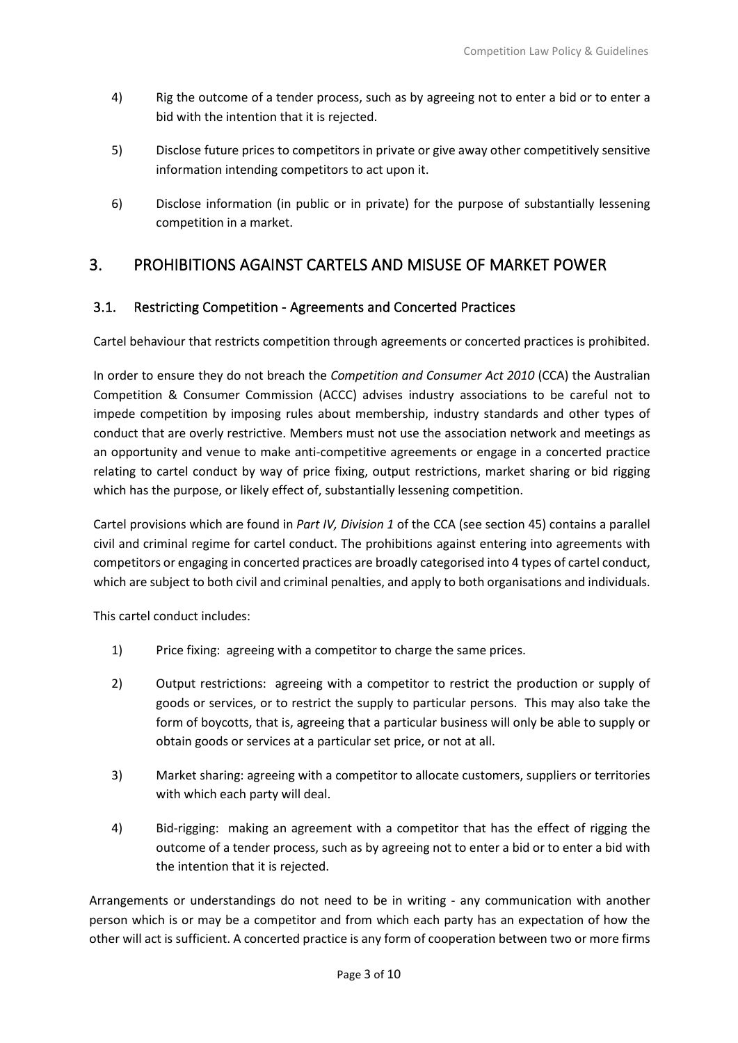4) Rig the outcome of a tender process, such as by agreeing not to enter a bid or to enter a bid with the intention that it is rejected.

5) Disclose future prices to competitors in private or give away other competitively sensitive information intending competitors to act upon it.

6) Disclose information (in public or in private) for the purpose of substantially lessening competition in a market.

## 3. PROHIBITIONS AGAINST CARTELS AND MISUSE OF MARKET POWER

### 3.1. Restricting Competition - Agreements and Concerted Practices

Cartel behaviour that restricts competition through agreements or concerted practices is prohibited.

In order to ensure they do not breach the *Competition and Consumer Act 2010* (CCA) the Australian Competition & Consumer Commission (ACCC) advises industry associations to be careful not to impede competition by imposing rules about membership, industry standards and other types of conduct that are overly restrictive. Members must not use the association network and meetings as an opportunity and venue to make anti-competitive agreements or engage in a concerted practice relating to cartel conduct by way of price fixing, output restrictions, market sharing or bid rigging which has the purpose, or likely effect of, substantially lessening competition.

Cartel provisions which are found in *Part IV, Division 1* of the CCA (see section 45) contains a parallel civil and criminal regime for cartel conduct. The prohibitions against entering into agreements with competitors or engaging in concerted practices are broadly categorised into 4 types of cartel conduct, which are subject to both civil and criminal penalties, and apply to both organisations and individuals.

This cartel conduct includes:

1) Price fixing: agreeing with a competitor to charge the same prices.

2) Output restrictions: agreeing with a competitor to restrict the production or supply of goods or services, or to restrict the supply to particular persons. This may also take the form of boycotts, that is, agreeing that a particular business will only be able to supply or obtain goods or services at a particular set price, or not at all.

3) Market sharing: agreeing with a competitor to allocate customers, suppliers or territories with which each party will deal.

4) Bid-rigging: making an agreement with a competitor that has the effect of rigging the outcome of a tender process, such as by agreeing not to enter a bid or to enter a bid with the intention that it is rejected.

Arrangements or understandings do not need to be in writing - any communication with another person which is or may be a competitor and from which each party has an expectation of how the other will act is sufficient. A concerted practice is any form of cooperation between two or more firms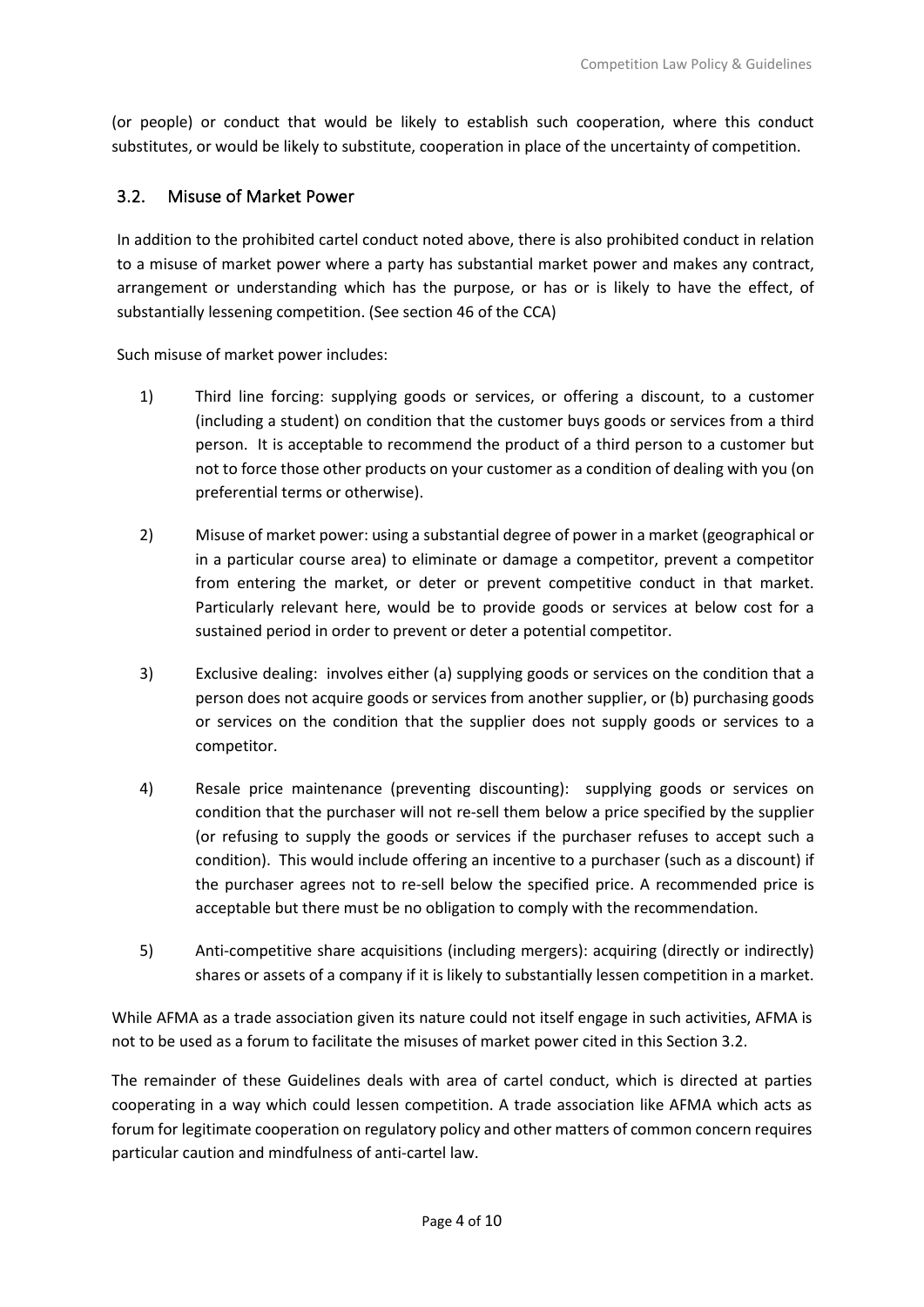(or people) or conduct that would be likely to establish such cooperation, where this conduct substitutes, or would be likely to substitute, cooperation in place of the uncertainty of competition.

## 3.2. Misuse of Market Power

In addition to the prohibited cartel conduct noted above, there is also prohibited conduct in relation to a misuse of market power where a party has substantial market power and makes any contract, arrangement or understanding which has the purpose, or has or is likely to have the effect, of substantially lessening competition. (See section 46 of the CCA)

Such misuse of market power includes:

1) Third line forcing: supplying goods or services, or offering a discount, to a customer (including a student) on condition that the customer buys goods or services from a third person. It is acceptable to recommend the product of a third person to a customer but not to force those other products on your customer as a condition of dealing with you (on preferential terms or otherwise).

2) Misuse of market power: using a substantial degree of power in a market (geographical or in a particular course area) to eliminate or damage a competitor, prevent a competitor from entering the market, or deter or prevent competitive conduct in that market. Particularly relevant here, would be to provide goods or services at below cost for a sustained period in order to prevent or deter a potential competitor.

3) Exclusive dealing: involves either (a) supplying goods or services on the condition that a person does not acquire goods or services from another supplier, or (b) purchasing goods or services on the condition that the supplier does not supply goods or services to a competitor.

4) Resale price maintenance (preventing discounting): supplying goods or services on condition that the purchaser will not re-sell them below a price specified by the supplier (or refusing to supply the goods or services if the purchaser refuses to accept such a condition). This would include offering an incentive to a purchaser (such as a discount) if the purchaser agrees not to re-sell below the specified price. A recommended price is acceptable but there must be no obligation to comply with the recommendation.

5) Anti-competitive share acquisitions (including mergers): acquiring (directly or indirectly) shares or assets of a company if it is likely to substantially lessen competition in a market.

While AFMA as a trade association given its nature could not itself engage in such activities, AFMA is not to be used as a forum to facilitate the misuses of market power cited in this Section 3.2.

The remainder of these Guidelines deals with area of cartel conduct, which is directed at parties cooperating in a way which could lessen competition. A trade association like AFMA which acts as forum for legitimate cooperation on regulatory policy and other matters of common concern requires particular caution and mindfulness of anti-cartel law.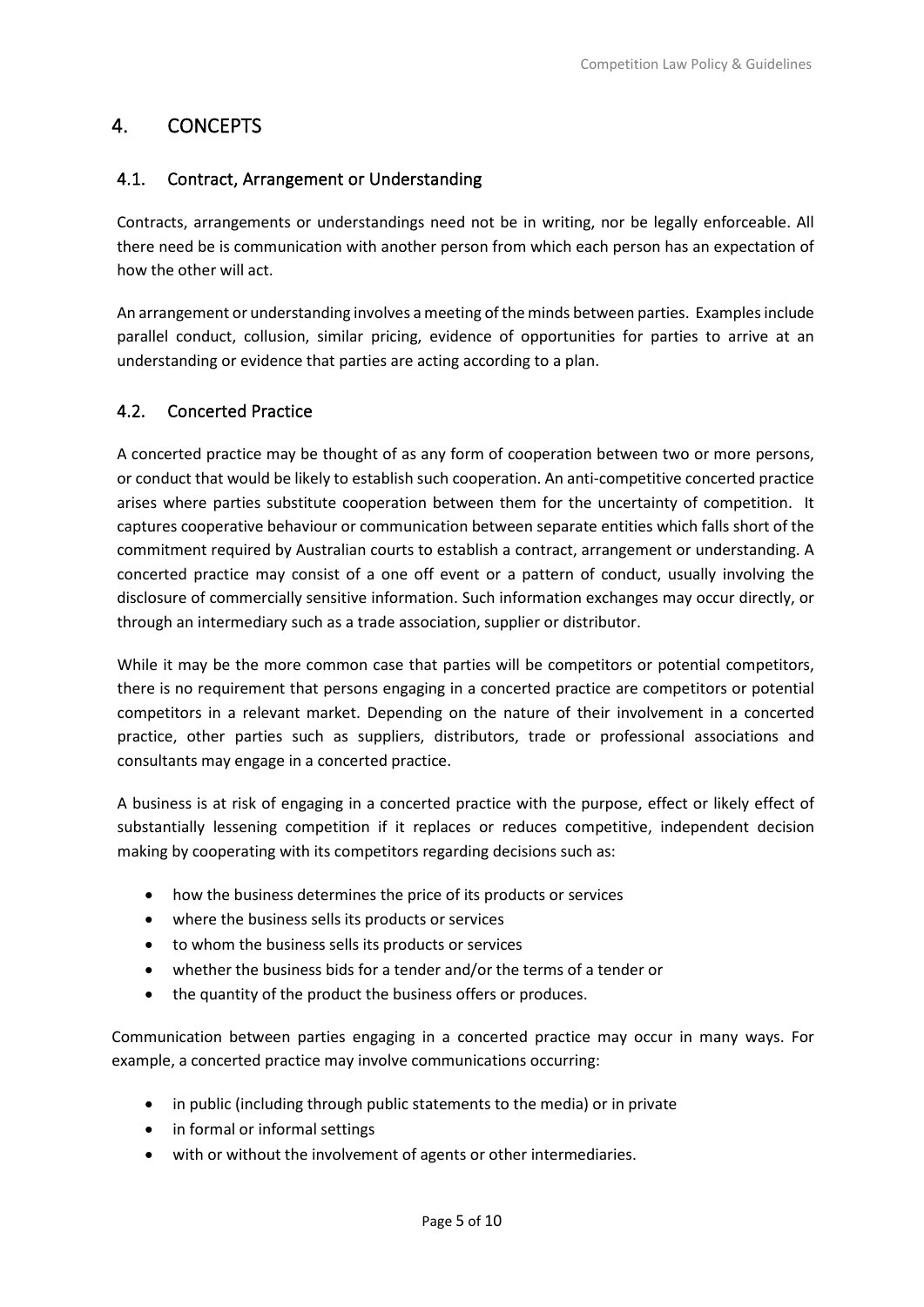## 4. CONCEPTS

### 4.1. Contract, Arrangement or Understanding

Contracts, arrangements or understandings need not be in writing, nor be legally enforceable. All there need be is communication with another person from which each person has an expectation of how the other will act.

An arrangement or understanding involves a meeting of the minds between parties. Examples include parallel conduct, collusion, similar pricing, evidence of opportunities for parties to arrive at an understanding or evidence that parties are acting according to a plan.

### 4.2. Concerted Practice

A concerted practice may be thought of as any form of cooperation between two or more persons, or conduct that would be likely to establish such cooperation. An anti-competitive concerted practice arises where parties substitute cooperation between them for the uncertainty of competition. It captures cooperative behaviour or communication between separate entities which falls short of the commitment required by Australian courts to establish a contract, arrangement or understanding. A concerted practice may consist of a one off event or a pattern of conduct, usually involving the disclosure of commercially sensitive information. Such information exchanges may occur directly, or through an intermediary such as a trade association, supplier or distributor.

While it may be the more common case that parties will be competitors or potential competitors, there is no requirement that persons engaging in a concerted practice are competitors or potential competitors in a relevant market. Depending on the nature of their involvement in a concerted practice, other parties such as suppliers, distributors, trade or professional associations and consultants may engage in a concerted practice.

A business is at risk of engaging in a concerted practice with the purpose, effect or likely effect of substantially lessening competition if it replaces or reduces competitive, independent decision making by cooperating with its competitors regarding decisions such as:

- how the business determines the price of its products or services
- where the business sells its products or services
- to whom the business sells its products or services
- whether the business bids for a tender and/or the terms of a tender or
- the quantity of the product the business offers or produces.

Communication between parties engaging in a concerted practice may occur in many ways. For example, a concerted practice may involve communications occurring:

- in public (including through public statements to the media) or in private
- in formal or informal settings
- with or without the involvement of agents or other intermediaries.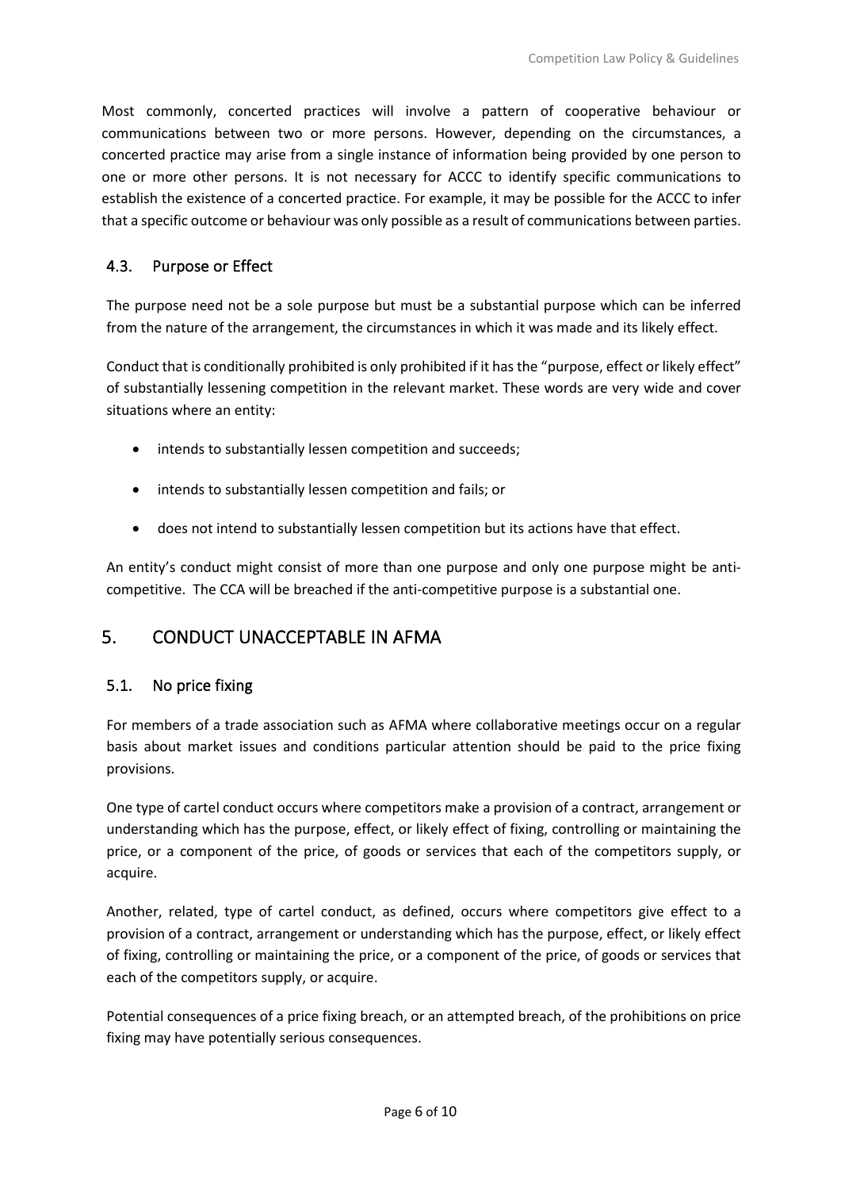Most commonly, concerted practices will involve a pattern of cooperative behaviour or communications between two or more persons. However, depending on the circumstances, a concerted practice may arise from a single instance of information being provided by one person to one or more other persons. It is not necessary for ACCC to identify specific communications to establish the existence of a concerted practice. For example, it may be possible for the ACCC to infer that a specific outcome or behaviour was only possible as a result of communications between parties.

### 4.3. Purpose or Effect

The purpose need not be a sole purpose but must be a substantial purpose which can be inferred from the nature of the arrangement, the circumstances in which it was made and its likely effect.

Conduct that is conditionally prohibited is only prohibited if it has the "purpose, effect or likely effect" of substantially lessening competition in the relevant market. These words are very wide and cover situations where an entity:

- intends to substantially lessen competition and succeeds;
- intends to substantially lessen competition and fails; or
- does not intend to substantially lessen competition but its actions have that effect.

An entity's conduct might consist of more than one purpose and only one purpose might be anti-competitive. The CCA will be breached if the anti-competitive purpose is a substantial one.

## 5. CONDUCT UNACCEPTABLE IN AFMA

### 5.1. No price fixing

For members of a trade association such as AFMA where collaborative meetings occur on a regular basis about market issues and conditions particular attention should be paid to the price fixing provisions.

One type of cartel conduct occurs where competitors make a provision of a contract, arrangement or understanding which has the purpose, effect, or likely effect of fixing, controlling or maintaining the price, or a component of the price, of goods or services that each of the competitors supply, or acquire.

Another, related, type of cartel conduct, as defined, occurs where competitors give effect to a provision of a contract, arrangement or understanding which has the purpose, effect, or likely effect of fixing, controlling or maintaining the price, or a component of the price, of goods or services that each of the competitors supply, or acquire.

Potential consequences of a price fixing breach, or an attempted breach, of the prohibitions on price fixing may have potentially serious consequences.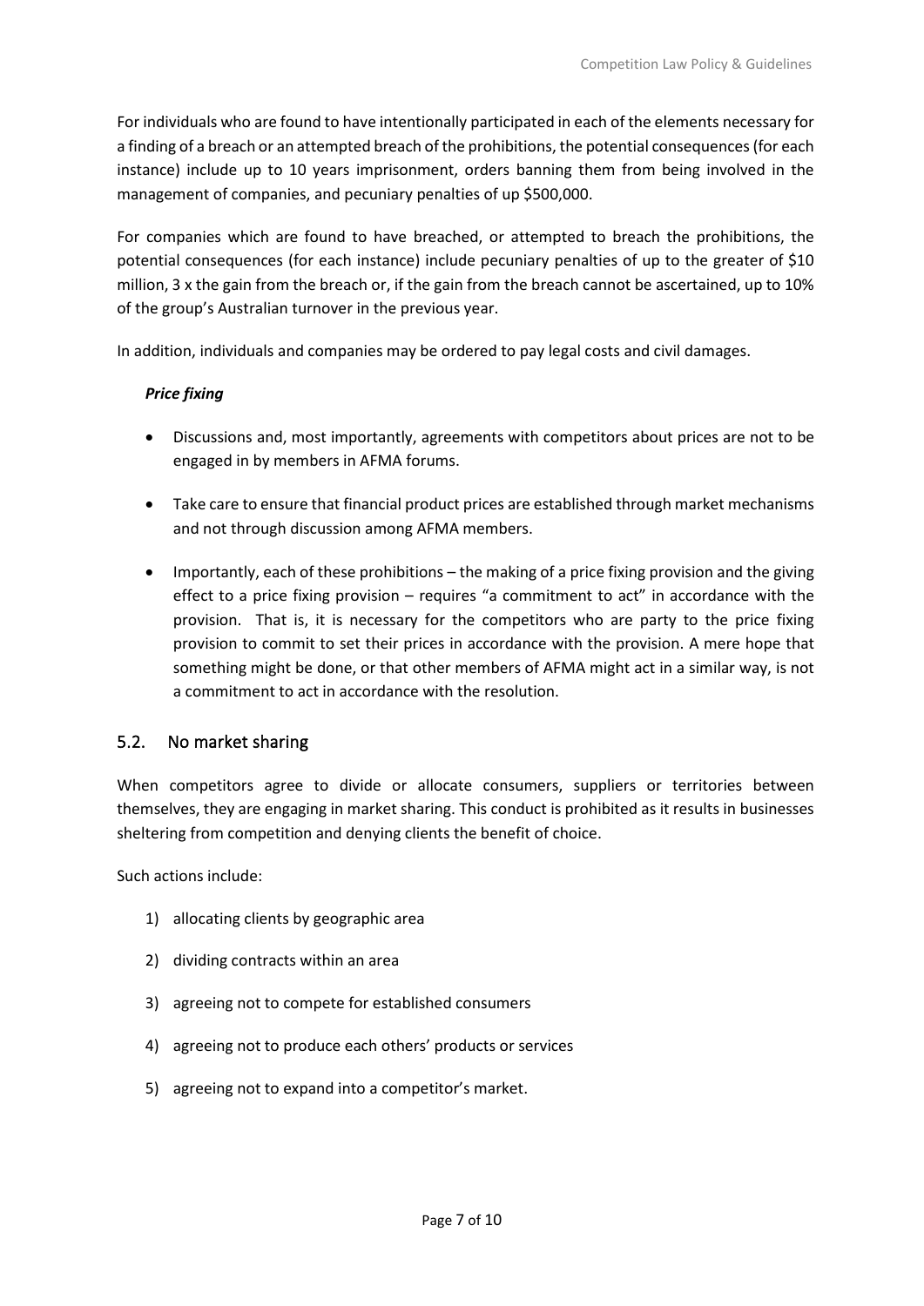For individuals who are found to have intentionally participated in each of the elements necessary for a finding of a breach or an attempted breach of the prohibitions, the potential consequences (for each instance) include up to 10 years imprisonment, orders banning them from being involved in the management of companies, and pecuniary penalties of up $500,000.

For companies which are found to have breached, or attempted to breach the prohibitions, the potential consequences (for each instance) include pecuniary penalties of up to the greater of $10 million, 3 x the gain from the breach or, if the gain from the breach cannot be ascertained, up to 10% of the group's Australian turnover in the previous year.

In addition, individuals and companies may be ordered to pay legal costs and civil damages.

***Price fixing***

- Discussions and, most importantly, agreements with competitors about prices are not to be engaged in by members in AFMA forums.
- Take care to ensure that financial product prices are established through market mechanisms and not through discussion among AFMA members.
- Importantly, each of these prohibitions – the making of a price fixing provision and the giving effect to a price fixing provision – requires "a commitment to act" in accordance with the provision. That is, it is necessary for the competitors who are party to the price fixing provision to commit to set their prices in accordance with the provision. A mere hope that something might be done, or that other members of AFMA might act in a similar way, is not a commitment to act in accordance with the resolution.

## 5.2. No market sharing

When competitors agree to divide or allocate consumers, suppliers or territories between themselves, they are engaging in market sharing. This conduct is prohibited as it results in businesses sheltering from competition and denying clients the benefit of choice.

Such actions include:

1) allocating clients by geographic area
2) dividing contracts within an area
3) agreeing not to compete for established consumers
4) agreeing not to produce each others' products or services
5) agreeing not to expand into a competitor's market.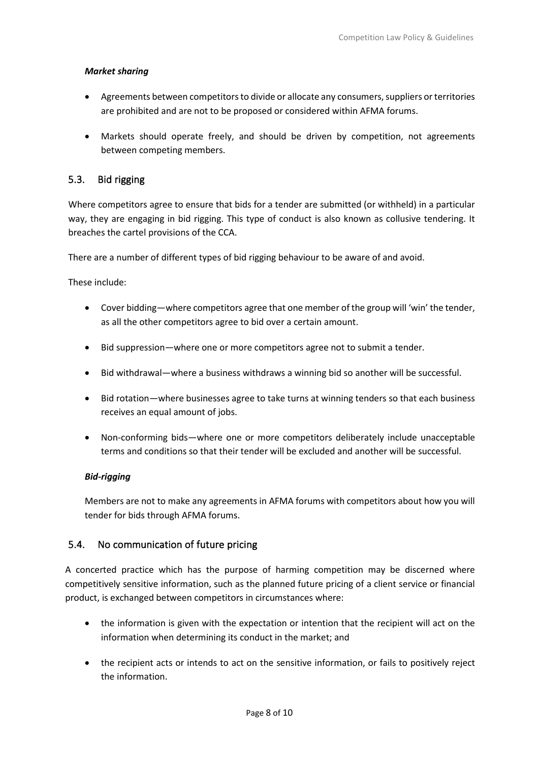***Market sharing***

- Agreements between competitors to divide or allocate any consumers, suppliers or territories are prohibited and are not to be proposed or considered within AFMA forums.

- Markets should operate freely, and should be driven by competition, not agreements between competing members.

## 5.3. Bid rigging

Where competitors agree to ensure that bids for a tender are submitted (or withheld) in a particular way, they are engaging in bid rigging. This type of conduct is also known as collusive tendering. It breaches the cartel provisions of the CCA.

There are a number of different types of bid rigging behaviour to be aware of and avoid.

These include:

- Cover bidding—where competitors agree that one member of the group will 'win' the tender, as all the other competitors agree to bid over a certain amount.

- Bid suppression—where one or more competitors agree not to submit a tender.

- Bid withdrawal—where a business withdraws a winning bid so another will be successful.

- Bid rotation—where businesses agree to take turns at winning tenders so that each business receives an equal amount of jobs.

- Non-conforming bids—where one or more competitors deliberately include unacceptable terms and conditions so that their tender will be excluded and another will be successful.

***Bid-rigging***

Members are not to make any agreements in AFMA forums with competitors about how you will tender for bids through AFMA forums.

## 5.4. No communication of future pricing

A concerted practice which has the purpose of harming competition may be discerned where competitively sensitive information, such as the planned future pricing of a client service or financial product, is exchanged between competitors in circumstances where:

- the information is given with the expectation or intention that the recipient will act on the information when determining its conduct in the market; and

- the recipient acts or intends to act on the sensitive information, or fails to positively reject the information.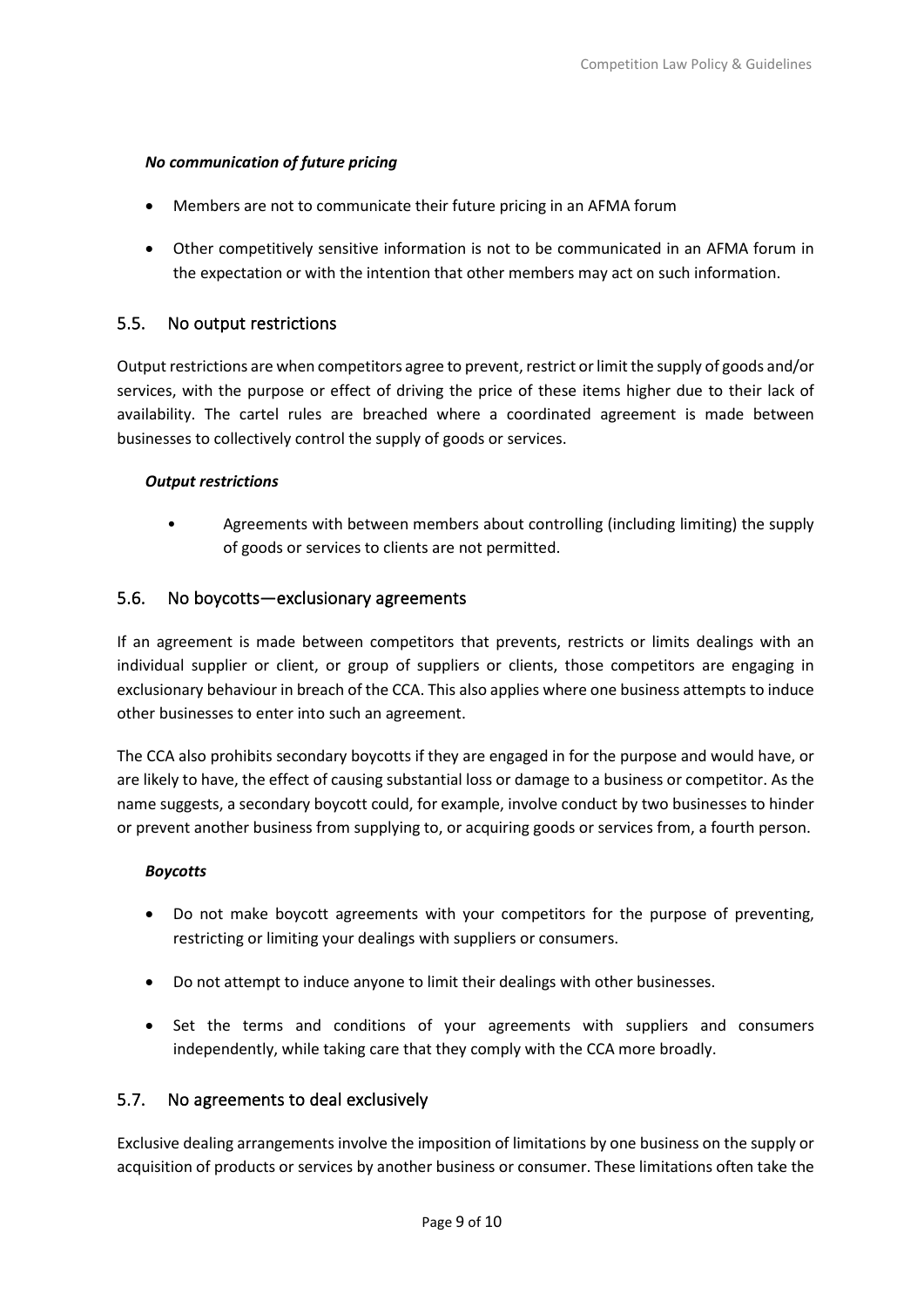***No communication of future pricing***

- Members are not to communicate their future pricing in an AFMA forum
- Other competitively sensitive information is not to be communicated in an AFMA forum in the expectation or with the intention that other members may act on such information.

## 5.5. No output restrictions

Output restrictions are when competitors agree to prevent, restrict or limit the supply of goods and/or services, with the purpose or effect of driving the price of these items higher due to their lack of availability. The cartel rules are breached where a coordinated agreement is made between businesses to collectively control the supply of goods or services.

***Output restrictions***

- Agreements with between members about controlling (including limiting) the supply of goods or services to clients are not permitted.

## 5.6. No boycotts—exclusionary agreements

If an agreement is made between competitors that prevents, restricts or limits dealings with an individual supplier or client, or group of suppliers or clients, those competitors are engaging in exclusionary behaviour in breach of the CCA. This also applies where one business attempts to induce other businesses to enter into such an agreement.

The CCA also prohibits secondary boycotts if they are engaged in for the purpose and would have, or are likely to have, the effect of causing substantial loss or damage to a business or competitor. As the name suggests, a secondary boycott could, for example, involve conduct by two businesses to hinder or prevent another business from supplying to, or acquiring goods or services from, a fourth person.

***Boycotts***

- Do not make boycott agreements with your competitors for the purpose of preventing, restricting or limiting your dealings with suppliers or consumers.
- Do not attempt to induce anyone to limit their dealings with other businesses.
- Set the terms and conditions of your agreements with suppliers and consumers independently, while taking care that they comply with the CCA more broadly.

## 5.7. No agreements to deal exclusively

Exclusive dealing arrangements involve the imposition of limitations by one business on the supply or acquisition of products or services by another business or consumer. These limitations often take the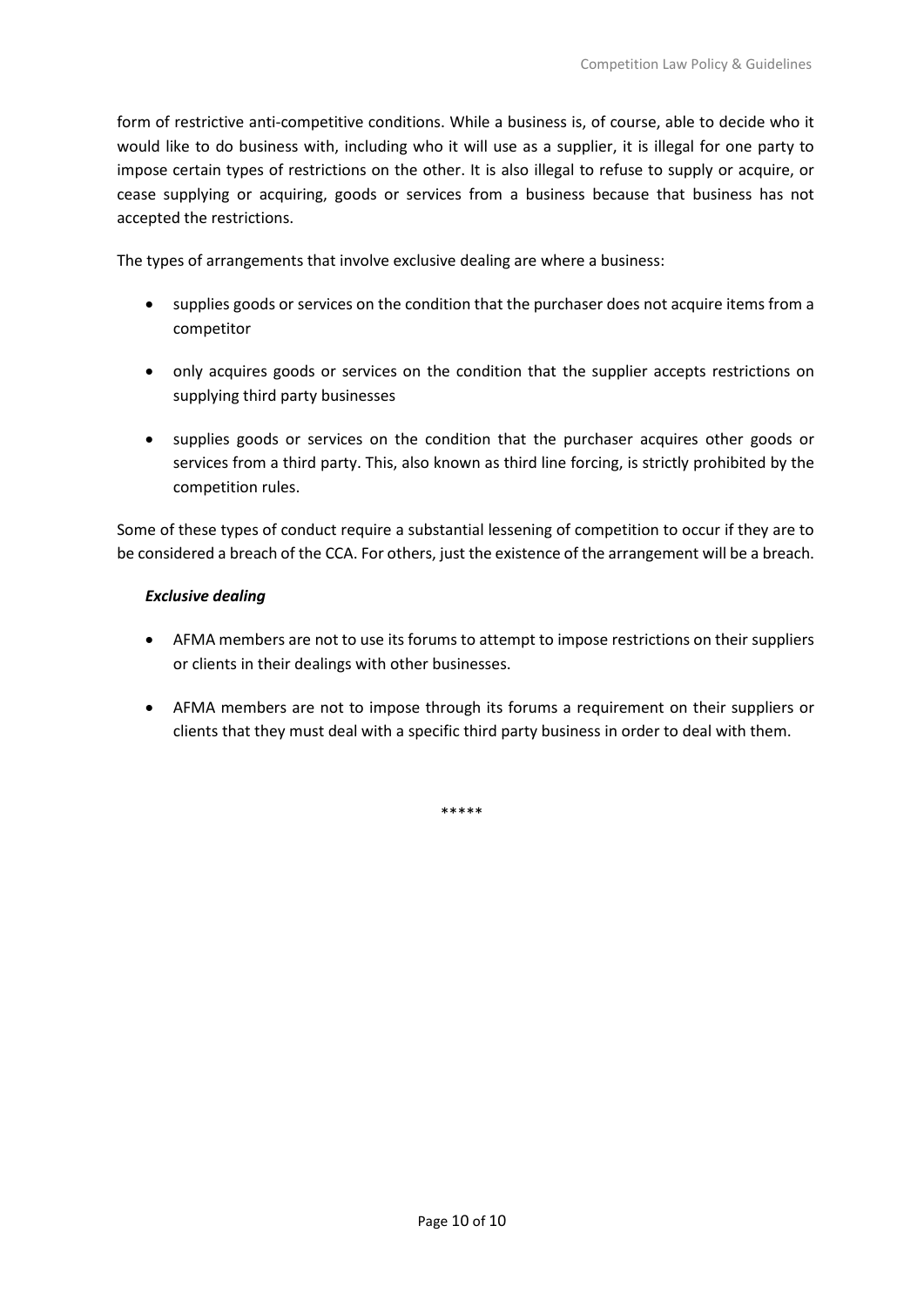form of restrictive anti-competitive conditions. While a business is, of course, able to decide who it would like to do business with, including who it will use as a supplier, it is illegal for one party to impose certain types of restrictions on the other. It is also illegal to refuse to supply or acquire, or cease supplying or acquiring, goods or services from a business because that business has not accepted the restrictions.

The types of arrangements that involve exclusive dealing are where a business:

- supplies goods or services on the condition that the purchaser does not acquire items from a competitor
- only acquires goods or services on the condition that the supplier accepts restrictions on supplying third party businesses
- supplies goods or services on the condition that the purchaser acquires other goods or services from a third party. This, also known as third line forcing, is strictly prohibited by the competition rules.

Some of these types of conduct require a substantial lessening of competition to occur if they are to be considered a breach of the CCA. For others, just the existence of the arrangement will be a breach.

***Exclusive dealing***

- AFMA members are not to use its forums to attempt to impose restrictions on their suppliers or clients in their dealings with other businesses.
- AFMA members are not to impose through its forums a requirement on their suppliers or clients that they must deal with a specific third party business in order to deal with them.

*****